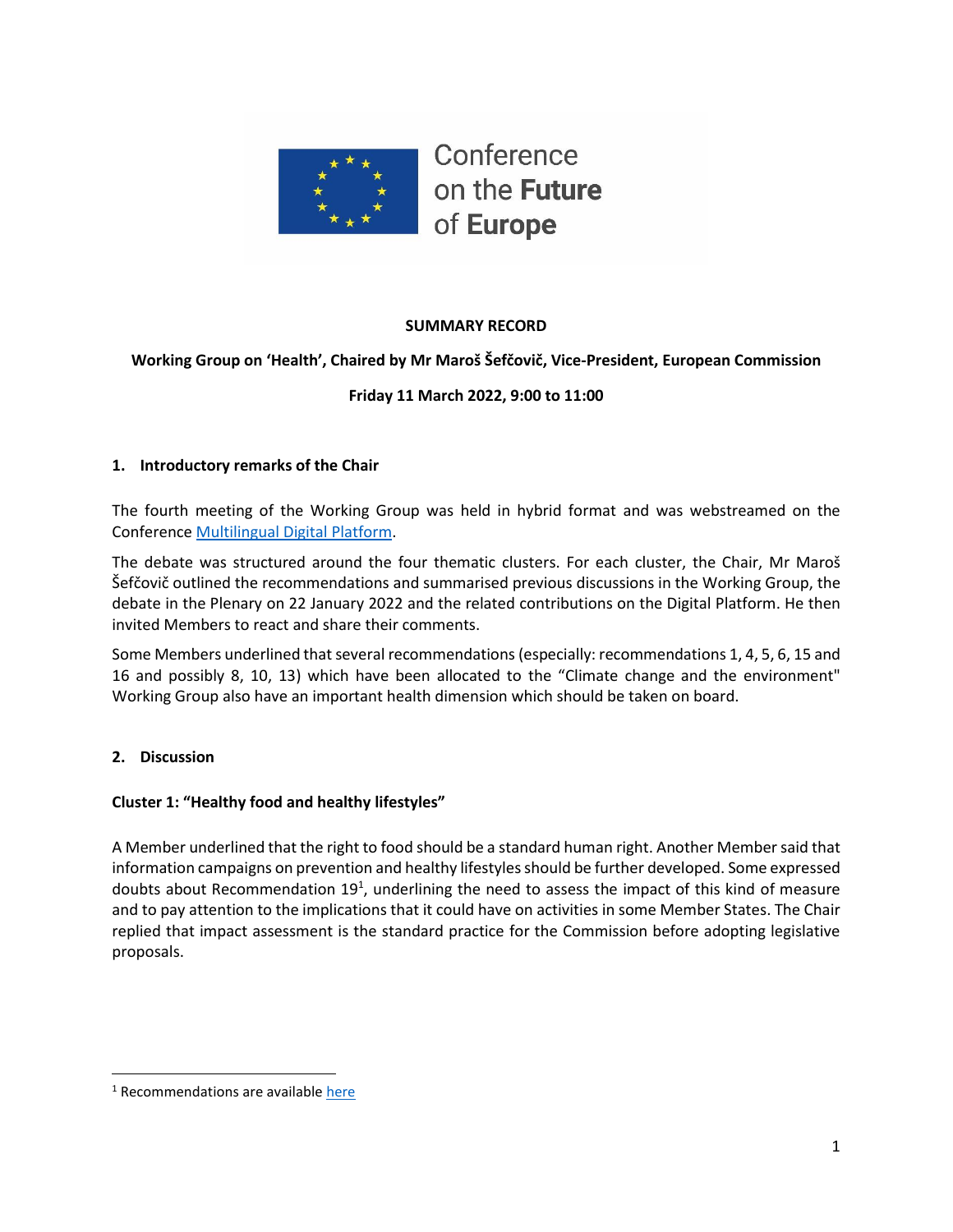Conference on the **Future** of **Europe**

**SUMMARY RECORD**

**Working Group on 'Health', Chaired by Mr Maroš Šefčovič, Vice-President, European Commission**

**Friday 11 March 2022, 9:00 to 11:00**

## 1. Introductory remarks of the Chair

The fourth meeting of the Working Group was held in hybrid format and was webstreamed on the Conference Multilingual Digital Platform.

The debate was structured around the four thematic clusters. For each cluster, the Chair, Mr Maroš Šefčovič outlined the recommendations and summarised previous discussions in the Working Group, the debate in the Plenary on 22 January 2022 and the related contributions on the Digital Platform. He then invited Members to react and share their comments.

Some Members underlined that several recommendations (especially: recommendations 1, 4, 5, 6, 15 and 16 and possibly 8, 10, 13) which have been allocated to the "Climate change and the environment" Working Group also have an important health dimension which should be taken on board.

## 2. Discussion

### Cluster 1: "Healthy food and healthy lifestyles"

A Member underlined that the right to food should be a standard human right. Another Member said that information campaigns on prevention and healthy lifestyles should be further developed. Some expressed doubts about Recommendation 19[1], underlining the need to assess the impact of this kind of measure and to pay attention to the implications that it could have on activities in some Member States. The Chair replied that impact assessment is the standard practice for the Commission before adopting legislative proposals.

---

[1] Recommendations are available here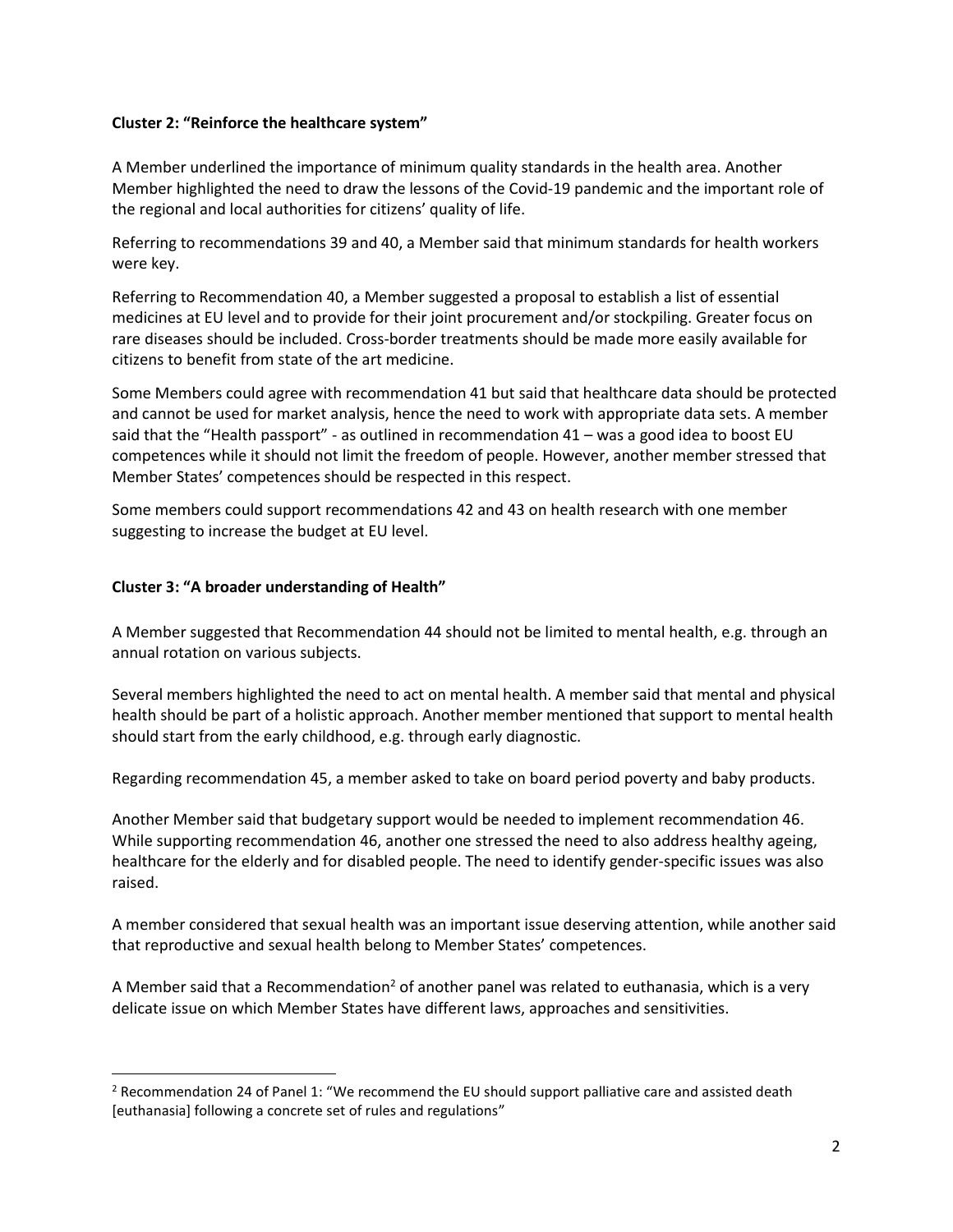**Cluster 2: "Reinforce the healthcare system"**

A Member underlined the importance of minimum quality standards in the health area. Another Member highlighted the need to draw the lessons of the Covid-19 pandemic and the important role of the regional and local authorities for citizens' quality of life.

Referring to recommendations 39 and 40, a Member said that minimum standards for health workers were key.

Referring to Recommendation 40, a Member suggested a proposal to establish a list of essential medicines at EU level and to provide for their joint procurement and/or stockpiling. Greater focus on rare diseases should be included. Cross-border treatments should be made more easily available for citizens to benefit from state of the art medicine.

Some Members could agree with recommendation 41 but said that healthcare data should be protected and cannot be used for market analysis, hence the need to work with appropriate data sets. A member said that the "Health passport" - as outlined in recommendation 41 – was a good idea to boost EU competences while it should not limit the freedom of people. However, another member stressed that Member States' competences should be respected in this respect.

Some members could support recommendations 42 and 43 on health research with one member suggesting to increase the budget at EU level.

**Cluster 3: "A broader understanding of Health"**

A Member suggested that Recommendation 44 should not be limited to mental health, e.g. through an annual rotation on various subjects.

Several members highlighted the need to act on mental health. A member said that mental and physical health should be part of a holistic approach. Another member mentioned that support to mental health should start from the early childhood, e.g. through early diagnostic.

Regarding recommendation 45, a member asked to take on board period poverty and baby products.

Another Member said that budgetary support would be needed to implement recommendation 46. While supporting recommendation 46, another one stressed the need to also address healthy ageing, healthcare for the elderly and for disabled people. The need to identify gender-specific issues was also raised.

A member considered that sexual health was an important issue deserving attention, while another said that reproductive and sexual health belong to Member States' competences.

A Member said that a Recommendation[2] of another panel was related to euthanasia, which is a very delicate issue on which Member States have different laws, approaches and sensitivities.

[2] Recommendation 24 of Panel 1: "We recommend the EU should support palliative care and assisted death [euthanasia] following a concrete set of rules and regulations"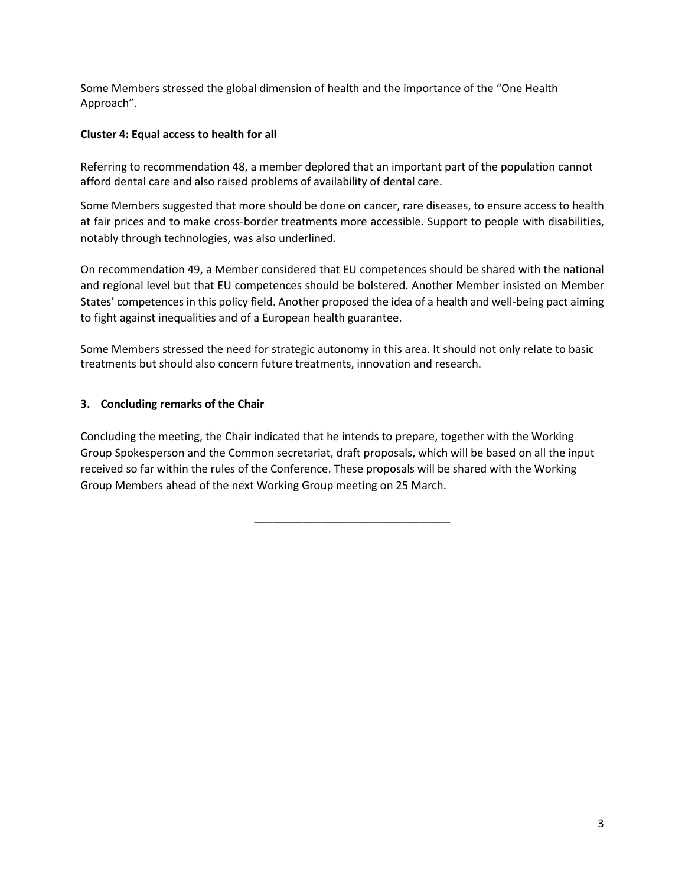Some Members stressed the global dimension of health and the importance of the "One Health Approach".

**Cluster 4: Equal access to health for all**

Referring to recommendation 48, a member deplored that an important part of the population cannot afford dental care and also raised problems of availability of dental care.

Some Members suggested that more should be done on cancer, rare diseases, to ensure access to health at fair prices and to make cross-border treatments more accessible**.** Support to people with disabilities, notably through technologies, was also underlined.

On recommendation 49, a Member considered that EU competences should be shared with the national and regional level but that EU competences should be bolstered. Another Member insisted on Member States' competences in this policy field. Another proposed the idea of a health and well-being pact aiming to fight against inequalities and of a European health guarantee.

Some Members stressed the need for strategic autonomy in this area. It should not only relate to basic treatments but should also concern future treatments, innovation and research.

## 3. Concluding remarks of the Chair

Concluding the meeting, the Chair indicated that he intends to prepare, together with the Working Group Spokesperson and the Common secretariat, draft proposals, which will be based on all the input received so far within the rules of the Conference. These proposals will be shared with the Working Group Members ahead of the next Working Group meeting on 25 March.

---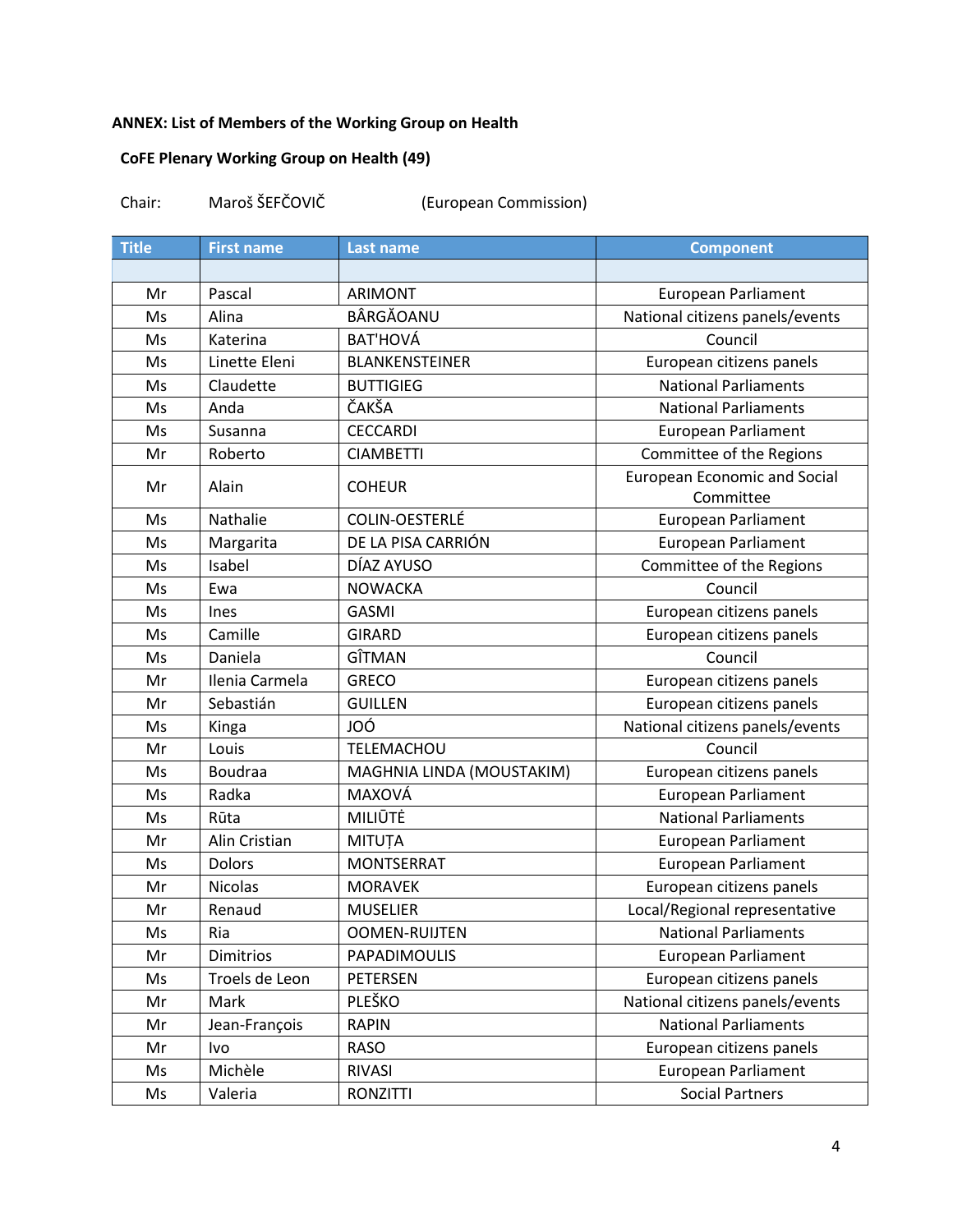**ANNEX: List of Members of the Working Group on Health**

**CoFE Plenary Working Group on Health (49)**

Chair: Maroš ŠEFČOVIČ (European Commission)

| Title | First name | Last name | Component |
|---|---|---|---|
| | | | |
| Mr | Pascal | ARIMONT | European Parliament |
| Ms | Alina | BÂRGĂOANU | National citizens panels/events |
| Ms | Katerina | BAT'HOVÁ | Council |
| Ms | Linette Eleni | BLANKENSTEINER | European citizens panels |
| Ms | Claudette | BUTTIGIEG | National Parliaments |
| Ms | Anda | ČAKŠA | National Parliaments |
| Ms | Susanna | CECCARDI | European Parliament |
| Mr | Roberto | CIAMBETTI | Committee of the Regions |
| Mr | Alain | COHEUR | European Economic and Social Committee |
| Ms | Nathalie | COLIN-OESTERLÉ | European Parliament |
| Ms | Margarita | DE LA PISA CARRIÓN | European Parliament |
| Ms | Isabel | DÍAZ AYUSO | Committee of the Regions |
| Ms | Ewa | NOWACKA | Council |
| Ms | Ines | GASMI | European citizens panels |
| Ms | Camille | GIRARD | European citizens panels |
| Ms | Daniela | GÎTMAN | Council |
| Mr | Ilenia Carmela | GRECO | European citizens panels |
| Mr | Sebastián | GUILLEN | European citizens panels |
| Ms | Kinga | JOÓ | National citizens panels/events |
| Mr | Louis | TELEMACHOU | Council |
| Ms | Boudraa | MAGHNIA LINDA (MOUSTAKIM) | European citizens panels |
| Ms | Radka | MAXOVÁ | European Parliament |
| Ms | Rūta | MILIŪTĖ | National Parliaments |
| Mr | Alin Cristian | MITUȚA | European Parliament |
| Ms | Dolors | MONTSERRAT | European Parliament |
| Mr | Nicolas | MORAVEK | European citizens panels |
| Mr | Renaud | MUSELIER | Local/Regional representative |
| Ms | Ria | OOMEN-RUIJTEN | National Parliaments |
| Mr | Dimitrios | PAPADIMOULIS | European Parliament |
| Ms | Troels de Leon | PETERSEN | European citizens panels |
| Mr | Mark | PLEŠKO | National citizens panels/events |
| Mr | Jean-François | RAPIN | National Parliaments |
| Mr | Ivo | RASO | European citizens panels |
| Ms | Michèle | RIVASI | European Parliament |
| Ms | Valeria | RONZITTI | Social Partners |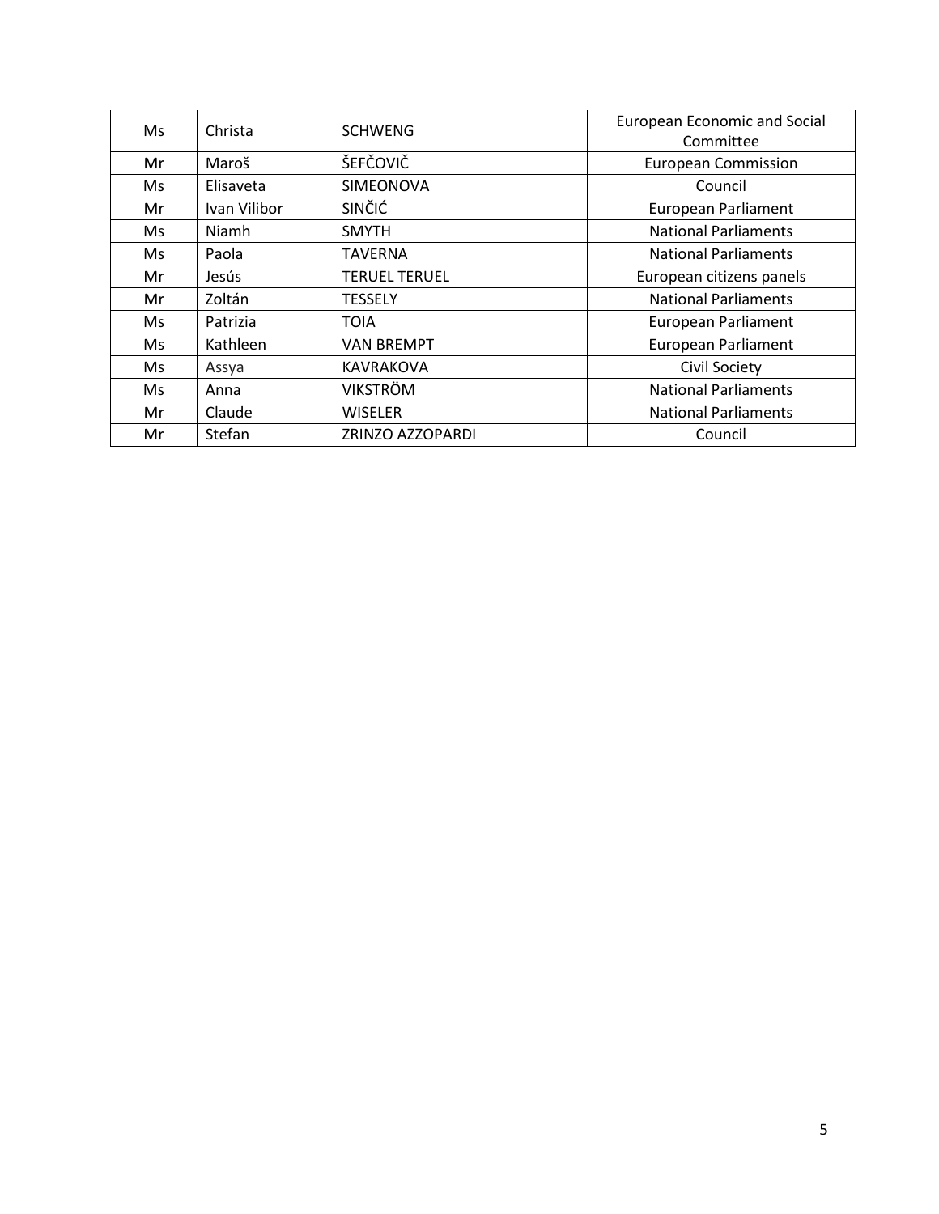| | | | |
|---|---|---|---|
| Ms | Christa | SCHWENG | European Economic and Social Committee |
| Mr | Maroš | ŠEFČOVIČ | European Commission |
| Ms | Elisaveta | SIMEONOVA | Council |
| Mr | Ivan Vilibor | SINČIĆ | European Parliament |
| Ms | Niamh | SMYTH | National Parliaments |
| Ms | Paola | TAVERNA | National Parliaments |
| Mr | Jesús | TERUEL TERUEL | European citizens panels |
| Mr | Zoltán | TESSELY | National Parliaments |
| Ms | Patrizia | TOIA | European Parliament |
| Ms | Kathleen | VAN BREMPT | European Parliament |
| Ms | Assya | KAVRAKOVA | Civil Society |
| Ms | Anna | VIKSTRÖM | National Parliaments |
| Mr | Claude | WISELER | National Parliaments |
| Mr | Stefan | ZRINZO AZZOPARDI | Council |